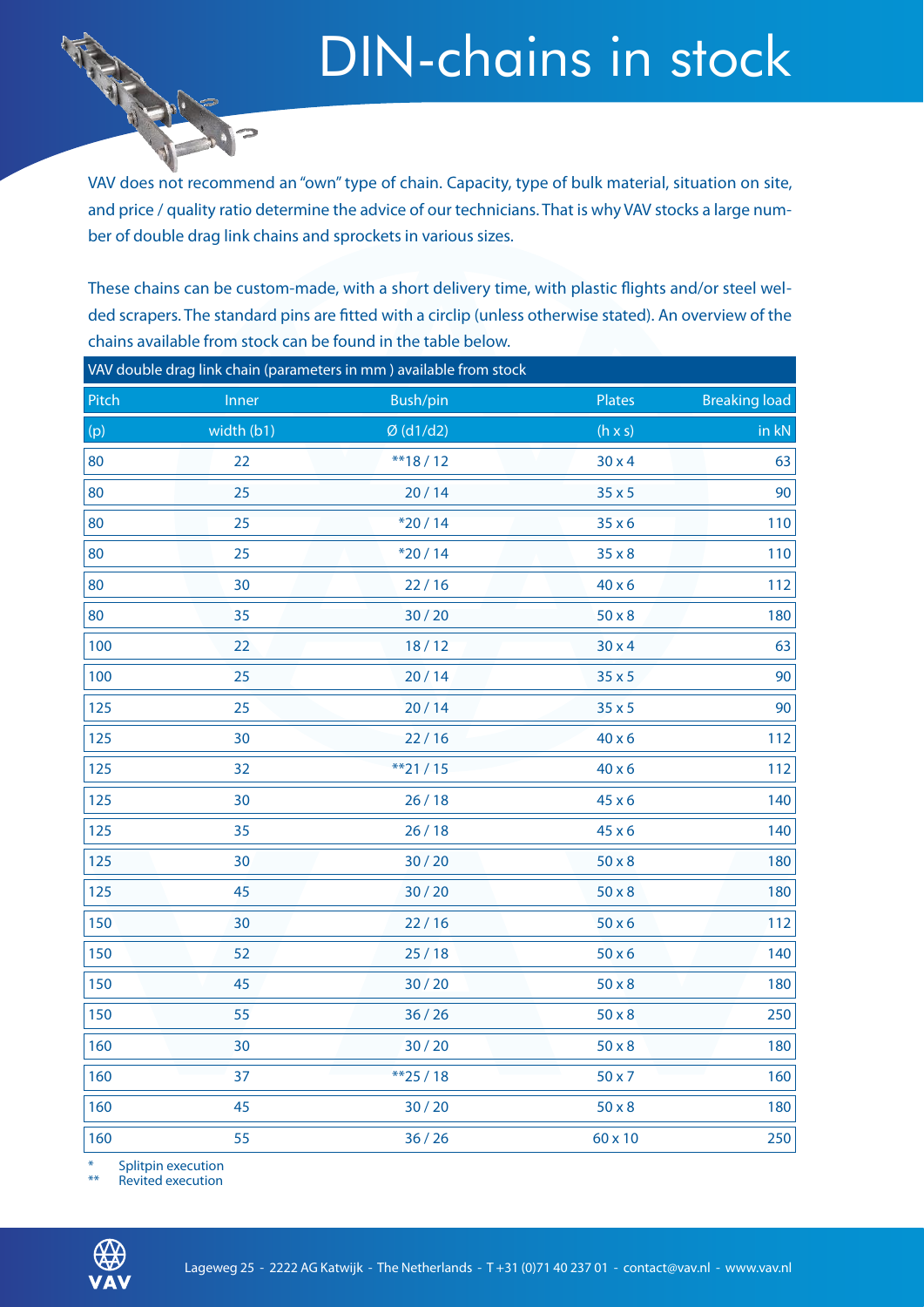# DIN-chains in stock

VAV does not recommend an "own" type of chain. Capacity, type of bulk material, situation on site, and price / quality ratio determine the advice of our technicians. That is why VAV stocks a large number of double drag link chains and sprockets in various sizes.

These chains can be custom-made, with a short delivery time, with plastic flights and/or steel welded scrapers. The standard pins are fitted with a circlip (unless otherwise stated). An overview of the chains available from stock can be found in the table below.

| VAV double drag link chain (parameters in mm ) available from stock | | | | |
|---|---|---|---|---|
| Pitch | Inner | Bush/pin | Plates | Breaking load |
| (p) | width (b1) | Ø (d1/d2) | (h x s) | in kN |
| 80 | 22 | **18 / 12 | 30 x 4 | 63 |
| 80 | 25 | 20 / 14 | 35 x 5 | 90 |
| 80 | 25 | *20 / 14 | 35 x 6 | 110 |
| 80 | 25 | *20 / 14 | 35 x 8 | 110 |
| 80 | 30 | 22 / 16 | 40 x 6 | 112 |
| 80 | 35 | 30 / 20 | 50 x 8 | 180 |
| 100 | 22 | 18 / 12 | 30 x 4 | 63 |
| 100 | 25 | 20 / 14 | 35 x 5 | 90 |
| 125 | 25 | 20 / 14 | 35 x 5 | 90 |
| 125 | 30 | 22 / 16 | 40 x 6 | 112 |
| 125 | 32 | **21 / 15 | 40 x 6 | 112 |
| 125 | 30 | 26 / 18 | 45 x 6 | 140 |
| 125 | 35 | 26 / 18 | 45 x 6 | 140 |
| 125 | 30 | 30 / 20 | 50 x 8 | 180 |
| 125 | 45 | 30 / 20 | 50 x 8 | 180 |
| 150 | 30 | 22 / 16 | 50 x 6 | 112 |
| 150 | 52 | 25 / 18 | 50 x 6 | 140 |
| 150 | 45 | 30 / 20 | 50 x 8 | 180 |
| 150 | 55 | 36 / 26 | 50 x 8 | 250 |
| 160 | 30 | 30 / 20 | 50 x 8 | 180 |
| 160 | 37 | **25 / 18 | 50 x 7 | 160 |
| 160 | 45 | 30 / 20 | 50 x 8 | 180 |
| 160 | 55 | 36 / 26 | 60 x 10 | 250 |

\* Splitpin execution
\*\* Revited execution

Lageweg 25 - 2222 AG Katwijk - The Netherlands - T +31 (0)71 40 237 01 - contact@vav.nl - www.vav.nl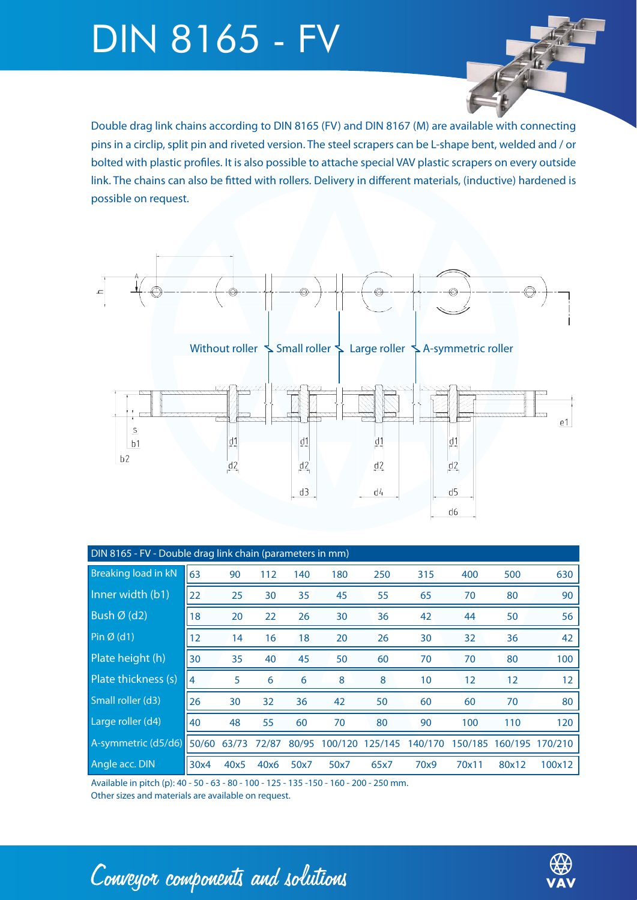# DIN 8165 - FV

Double drag link chains according to DIN 8165 (FV) and DIN 8167 (M) are available with connecting pins in a circlip, split pin and riveted version. The steel scrapers can be L-shape bent, welded and / or bolted with plastic profiles. It is also possible to attache special VAV plastic scrapers on every outside link. The chains can also be fitted with rollers. Delivery in different materials, (inductive) hardened is possible on request.

Without roller | Small roller | Large roller | A-symmetric roller

| DIN 8165 - FV - Double drag link chain (parameters in mm) | | | | | | | | | | |
|---|---|---|---|---|---|---|---|---|---|---|
| Breaking load in kN | 63 | 90 | 112 | 140 | 180 | 250 | 315 | 400 | 500 | 630 |
| Inner width (b1) | 22 | 25 | 30 | 35 | 45 | 55 | 65 | 70 | 80 | 90 |
| Bush Ø (d2) | 18 | 20 | 22 | 26 | 30 | 36 | 42 | 44 | 50 | 56 |
| Pin Ø (d1) | 12 | 14 | 16 | 18 | 20 | 26 | 30 | 32 | 36 | 42 |
| Plate height (h) | 30 | 35 | 40 | 45 | 50 | 60 | 70 | 70 | 80 | 100 |
| Plate thickness (s) | 4 | 5 | 6 | 6 | 8 | 8 | 10 | 12 | 12 | 12 |
| Small roller (d3) | 26 | 30 | 32 | 36 | 42 | 50 | 60 | 60 | 70 | 80 |
| Large roller (d4) | 40 | 48 | 55 | 60 | 70 | 80 | 90 | 100 | 110 | 120 |
| A-symmetric (d5/d6) | 50/60 | 63/73 | 72/87 | 80/95 | 100/120 | 125/145 | 140/170 | 150/185 | 160/195 | 170/210 |
| Angle acc. DIN | 30x4 | 40x5 | 40x6 | 50x7 | 50x7 | 65x7 | 70x9 | 70x11 | 80x12 | 100x12 |

Available in pitch (p): 40 - 50 - 63 - 80 - 100 - 125 - 135 -150 - 160 - 200 - 250 mm.
Other sizes and materials are available on request.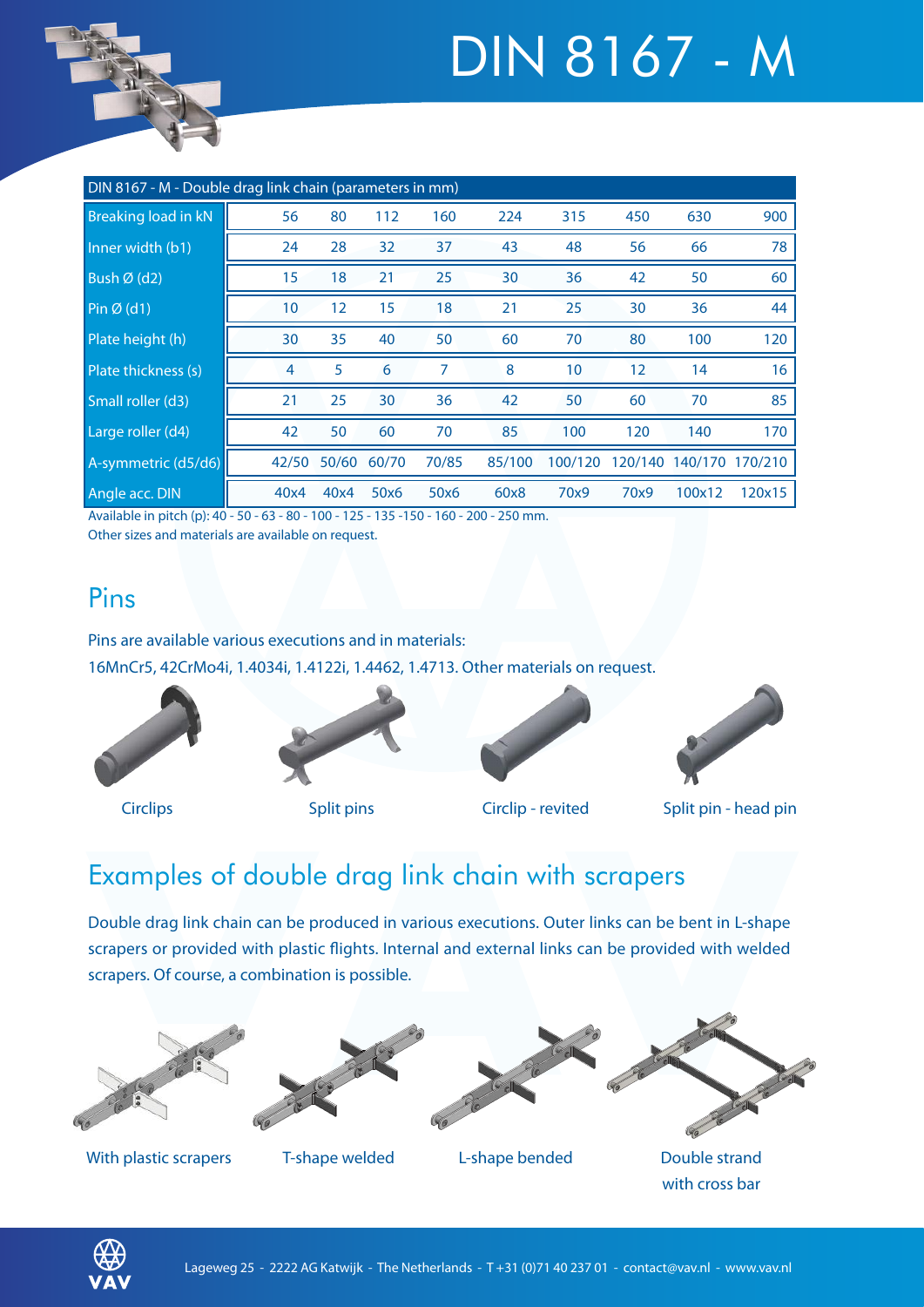# DIN 8167 - M

| DIN 8167 - M - Double drag link chain (parameters in mm) | | | | | | | | | |
|---|---|---|---|---|---|---|---|---|---|
| Breaking load in kN | 56 | 80 | 112 | 160 | 224 | 315 | 450 | 630 | 900 |
| Inner width (b1) | 24 | 28 | 32 | 37 | 43 | 48 | 56 | 66 | 78 |
| Bush Ø (d2) | 15 | 18 | 21 | 25 | 30 | 36 | 42 | 50 | 60 |
| Pin Ø (d1) | 10 | 12 | 15 | 18 | 21 | 25 | 30 | 36 | 44 |
| Plate height (h) | 30 | 35 | 40 | 50 | 60 | 70 | 80 | 100 | 120 |
| Plate thickness (s) | 4 | 5 | 6 | 7 | 8 | 10 | 12 | 14 | 16 |
| Small roller (d3) | 21 | 25 | 30 | 36 | 42 | 50 | 60 | 70 | 85 |
| Large roller (d4) | 42 | 50 | 60 | 70 | 85 | 100 | 120 | 140 | 170 |
| A-symmetric (d5/d6) | 42/50 | 50/60 | 60/70 | 70/85 | 85/100 | 100/120 | 120/140 | 140/170 | 170/210 |
| Angle acc. DIN | 40x4 | 40x4 | 50x6 | 50x6 | 60x8 | 70x9 | 70x9 | 100x12 | 120x15 |

Available in pitch (p): 40 - 50 - 63 - 80 - 100 - 125 - 135 -150 - 160 - 200 - 250 mm.
Other sizes and materials are available on request.

## Pins

Pins are available various executions and in materials:
16MnCr5, 42CrMo4i, 1.4034i, 1.4122i, 1.4462, 1.4713. Other materials on request.

Circlips

Split pins

Circlip - revited

Split pin - head pin

## Examples of double drag link chain with scrapers

Double drag link chain can be produced in various executions. Outer links can be bent in L-shape scrapers or provided with plastic flights. Internal and external links can be provided with welded scrapers. Of course, a combination is possible.

With plastic scrapers

T-shape welded

L-shape bended

Double strand with cross bar

Lageweg 25 - 2222 AG Katwijk - The Netherlands - T +31 (0)71 40 237 01 - contact@vav.nl - www.vav.nl